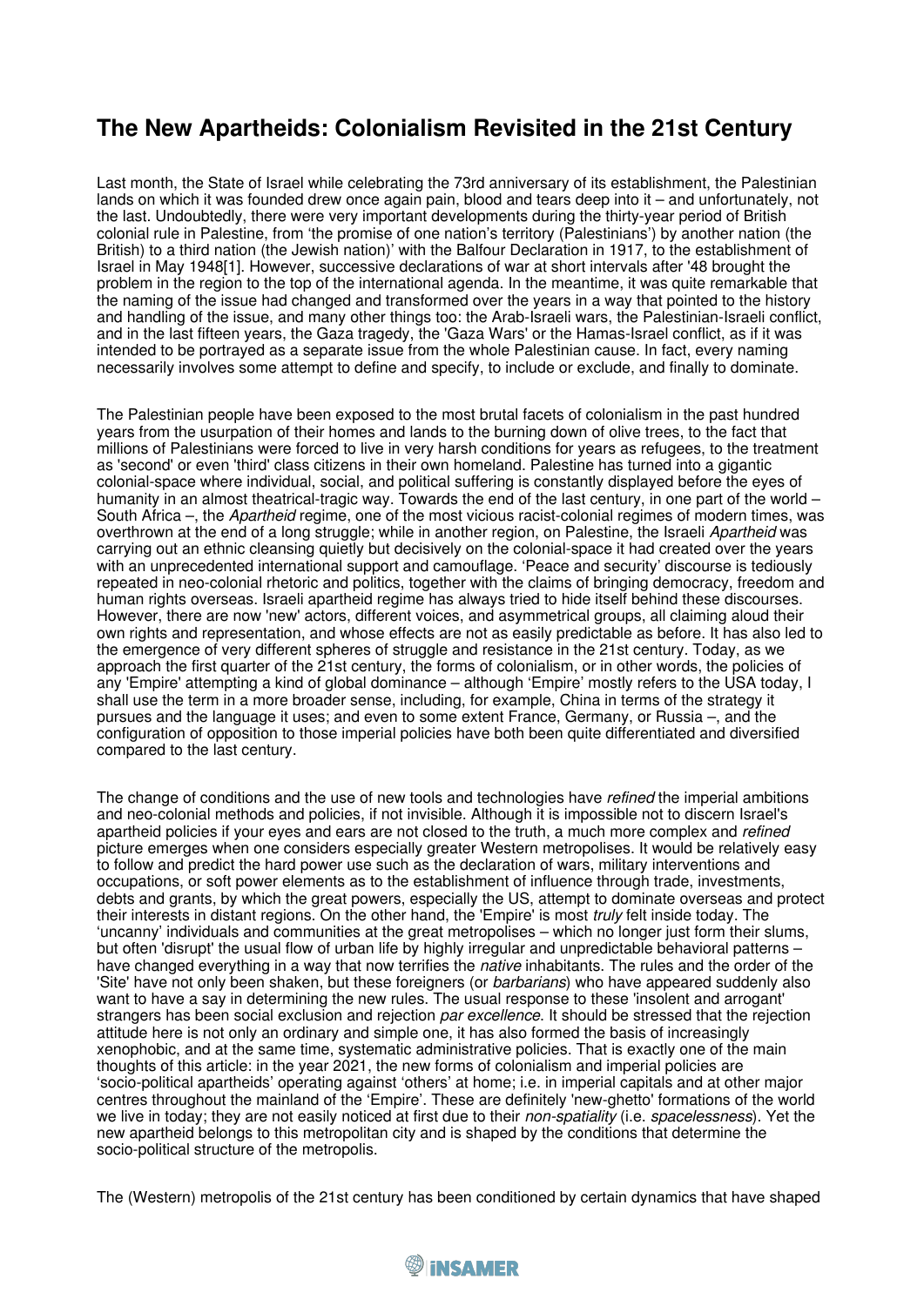# The New Apartheids: Colonialism Revisited in the 21st Century

Last month, the State of Israel while celebrating the 73rd anniversary of its establishment, the Palestinian lands on which it was founded drew once again pain, blood and tears deep into it – and unfortunately, not the last. Undoubtedly, there were very important developments during the thirty-year period of British colonial rule in Palestine, from 'the promise of one nation's territory (Palestinians') by another nation (the British) to a third nation (the Jewish nation)' with the Balfour Declaration in 1917, to the establishment of Israel in May 1948[1]. However, successive declarations of war at short intervals after '48 brought the problem in the region to the top of the international agenda. In the meantime, it was quite remarkable that the naming of the issue had changed and transformed over the years in a way that pointed to the history and handling of the issue, and many other things too: the Arab-Israeli wars, the Palestinian-Israeli conflict, and in the last fifteen years, the Gaza tragedy, the 'Gaza Wars' or the Hamas-Israel conflict, as if it was intended to be portrayed as a separate issue from the whole Palestinian cause. In fact, every naming necessarily involves some attempt to define and specify, to include or exclude, and finally to dominate.

The Palestinian people have been exposed to the most brutal facets of colonialism in the past hundred years from the usurpation of their homes and lands to the burning down of olive trees, to the fact that millions of Palestinians were forced to live in very harsh conditions for years as refugees, to the treatment as 'second' or even 'third' class citizens in their own homeland. Palestine has turned into a gigantic colonial-space where individual, social, and political suffering is constantly displayed before the eyes of humanity in an almost theatrical-tragic way. Towards the end of the last century, in one part of the world – South Africa –, the *Apartheid* regime, one of the most vicious racist-colonial regimes of modern times, was overthrown at the end of a long struggle; while in another region, on Palestine, the Israeli *Apartheid* was carrying out an ethnic cleansing quietly but decisively on the colonial-space it had created over the years with an unprecedented international support and camouflage. 'Peace and security' discourse is tediously repeated in neo-colonial rhetoric and politics, together with the claims of bringing democracy, freedom and human rights overseas. Israeli apartheid regime has always tried to hide itself behind these discourses. However, there are now 'new' actors, different voices, and asymmetrical groups, all claiming aloud their own rights and representation, and whose effects are not as easily predictable as before. It has also led to the emergence of very different spheres of struggle and resistance in the 21st century. Today, as we approach the first quarter of the 21st century, the forms of colonialism, or in other words, the policies of any 'Empire' attempting a kind of global dominance – although 'Empire' mostly refers to the USA today, I shall use the term in a more broader sense, including, for example, China in terms of the strategy it pursues and the language it uses; and even to some extent France, Germany, or Russia –, and the configuration of opposition to those imperial policies have both been quite differentiated and diversified compared to the last century.

The change of conditions and the use of new tools and technologies have *refined* the imperial ambitions and neo-colonial methods and policies, if not invisible. Although it is impossible not to discern Israel's apartheid policies if your eyes and ears are not closed to the truth, a much more complex and *refined* picture emerges when one considers especially greater Western metropolises. It would be relatively easy to follow and predict the hard power use such as the declaration of wars, military interventions and occupations, or soft power elements as to the establishment of influence through trade, investments, debts and grants, by which the great powers, especially the US, attempt to dominate overseas and protect their interests in distant regions. On the other hand, the 'Empire' is most *truly* felt inside today. The 'uncanny' individuals and communities at the great metropolises – which no longer just form their slums, but often 'disrupt' the usual flow of urban life by highly irregular and unpredictable behavioral patterns – have changed everything in a way that now terrifies the *native* inhabitants. The rules and the order of the 'Site' have not only been shaken, but these foreigners (or *barbarians*) who have appeared suddenly also want to have a say in determining the new rules. The usual response to these 'insolent and arrogant' strangers has been social exclusion and rejection *par excellence*. It should be stressed that the rejection attitude here is not only an ordinary and simple one, it has also formed the basis of increasingly xenophobic, and at the same time, systematic administrative policies. That is exactly one of the main thoughts of this article: in the year 2021, the new forms of colonialism and imperial policies are 'socio-political apartheids' operating against 'others' at home; i.e. in imperial capitals and at other major centres throughout the mainland of the 'Empire'. These are definitely 'new-ghetto' formations of the world we live in today; they are not easily noticed at first due to their *non-spatiality* (i.e. *spacelessness*). Yet the new apartheid belongs to this metropolitan city and is shaped by the conditions that determine the socio-political structure of the metropolis.

The (Western) metropolis of the 21st century has been conditioned by certain dynamics that have shaped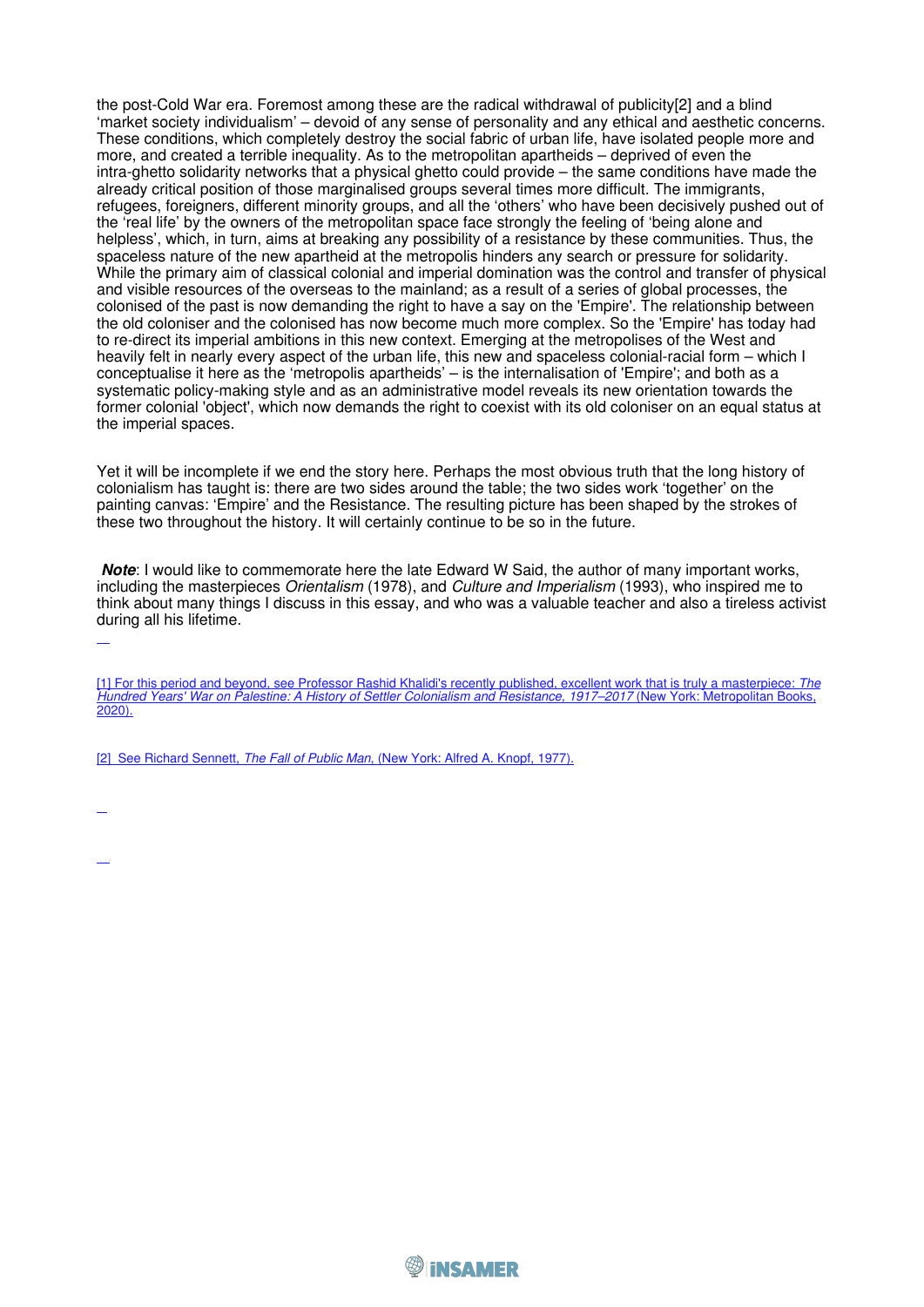the post-Cold War era. Foremost among these are the radical withdrawal of publicity[2] and a blind 'market society individualism' – devoid of any sense of personality and any ethical and aesthetic concerns. These conditions, which completely destroy the social fabric of urban life, have isolated people more and more, and created a terrible inequality. As to the metropolitan apartheids – deprived of even the intra-ghetto solidarity networks that a physical ghetto could provide – the same conditions have made the already critical position of those marginalised groups several times more difficult. The immigrants, refugees, foreigners, different minority groups, and all the 'others' who have been decisively pushed out of the 'real life' by the owners of the metropolitan space face strongly the feeling of 'being alone and helpless', which, in turn, aims at breaking any possibility of a resistance by these communities. Thus, the spaceless nature of the new apartheid at the metropolis hinders any search or pressure for solidarity. While the primary aim of classical colonial and imperial domination was the control and transfer of physical and visible resources of the overseas to the mainland; as a result of a series of global processes, the colonised of the past is now demanding the right to have a say on the 'Empire'. The relationship between the old coloniser and the colonised has now become much more complex. So the 'Empire' has today had to re-direct its imperial ambitions in this new context. Emerging at the metropolises of the West and heavily felt in nearly every aspect of the urban life, this new and spaceless colonial-racial form – which I conceptualise it here as the 'metropolis apartheids' – is the internalisation of 'Empire'; and both as a systematic policy-making style and as an administrative model reveals its new orientation towards the former colonial 'object', which now demands the right to coexist with its old coloniser on an equal status at the imperial spaces.

Yet it will be incomplete if we end the story here. Perhaps the most obvious truth that the long history of colonialism has taught is: there are two sides around the table; the two sides work 'together' on the painting canvas: 'Empire' and the Resistance. The resulting picture has been shaped by the strokes of these two throughout the history. It will certainly continue to be so in the future.

***Note***: I would like to commemorate here the late Edward W Said, the author of many important works, including the masterpieces *Orientalism* (1978), and *Culture and Imperialism* (1993), who inspired me to think about many things I discuss in this essay, and who was a valuable teacher and also a tireless activist during all his lifetime.

[1] For this period and beyond, see Professor Rashid Khalidi's recently published, excellent work that is truly a masterpiece: *The Hundred Years' War on Palestine: A History of Settler Colonialism and Resistance, 1917–2017* (New York: Metropolitan Books, 2020).

[2] See Richard Sennett, *The Fall of Public Man*, (New York: Alfred A. Knopf, 1977).